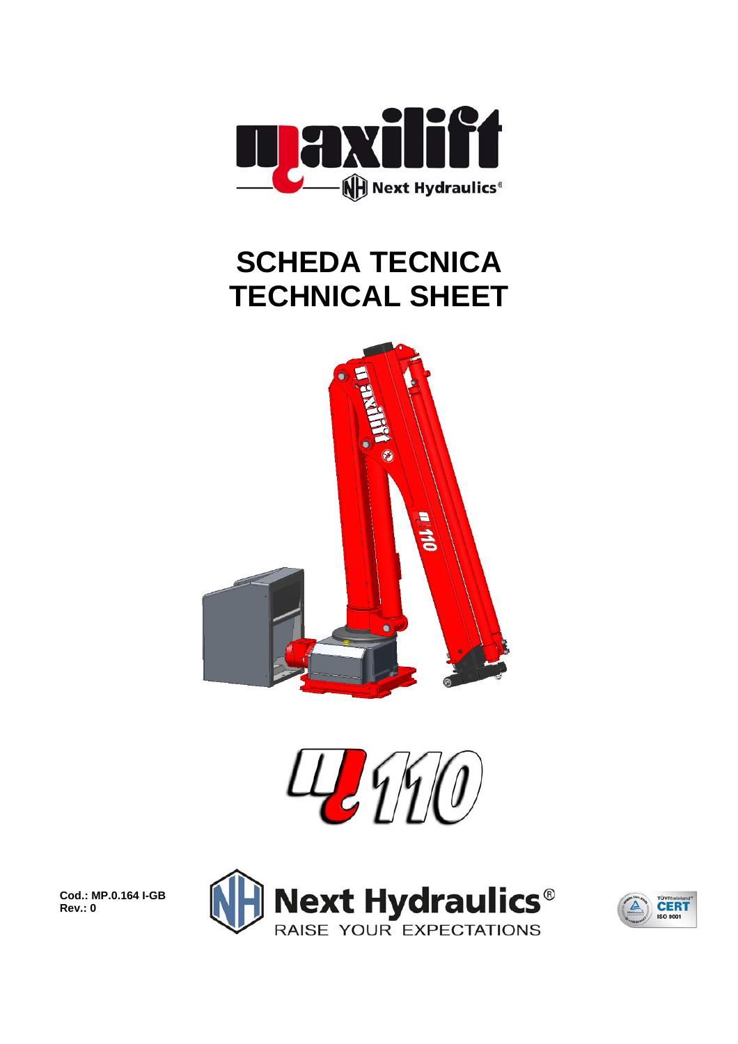# SCHEDA TECNICA
# TECHNICAL SHEET

**Cod.: MP.0.164 I-GB**
**Rev.: 0**

Next Hydraulics®
RAISE YOUR EXPECTATIONS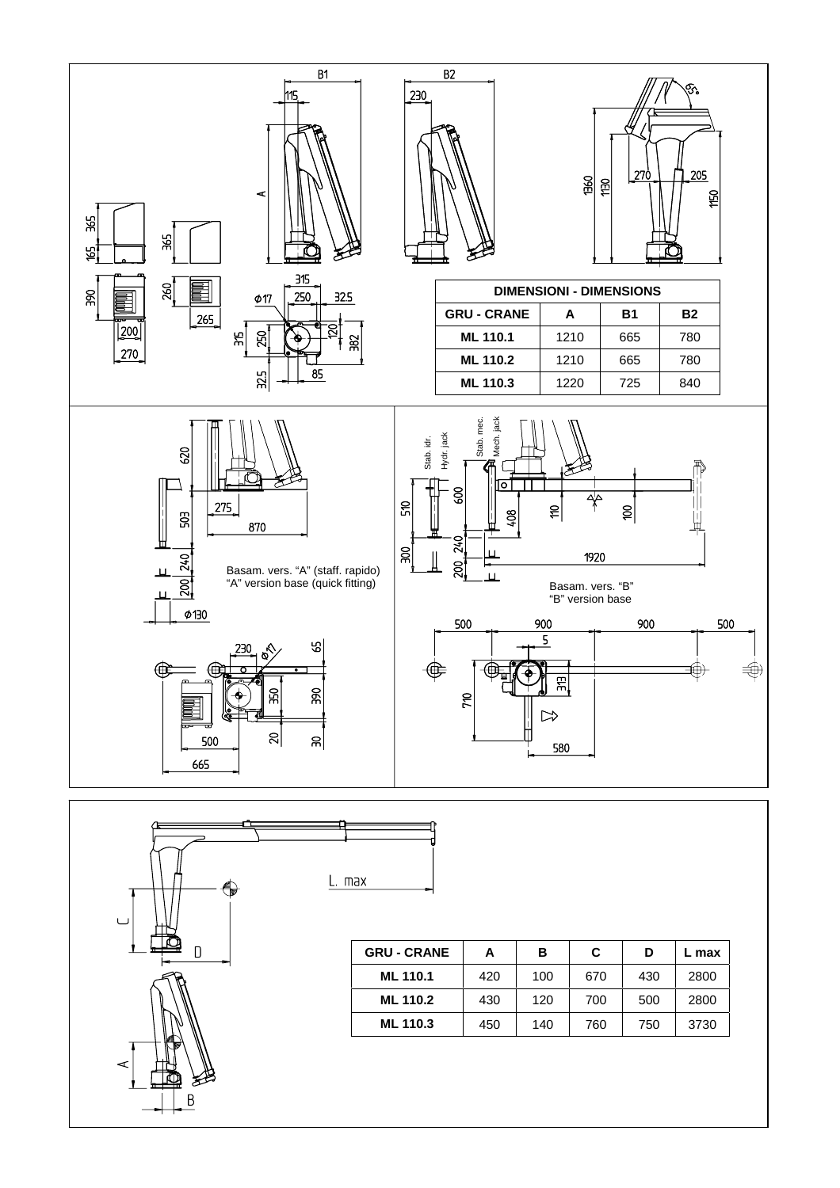| DIMENSIONI - DIMENSIONS | | | |
|---|---|---|---|
| GRU - CRANE | A | B1 | B2 |
| ML 110.1 | 1210 | 665 | 780 |
| ML 110.2 | 1210 | 665 | 780 |
| ML 110.3 | 1220 | 725 | 840 |

Basam. vers. "A" (staff. rapido)
"A" version base (quick fitting)

Stab. idr.
Hydr. jack

Stab. mec.
Mech. jack

Basam. vers. "B"
"B" version base

| GRU - CRANE | A | B | C | D | L max |
|---|---|---|---|---|---|
| ML 110.1 | 420 | 100 | 670 | 430 | 2800 |
| ML 110.2 | 430 | 120 | 700 | 500 | 2800 |
| ML 110.3 | 450 | 140 | 760 | 750 | 3730 |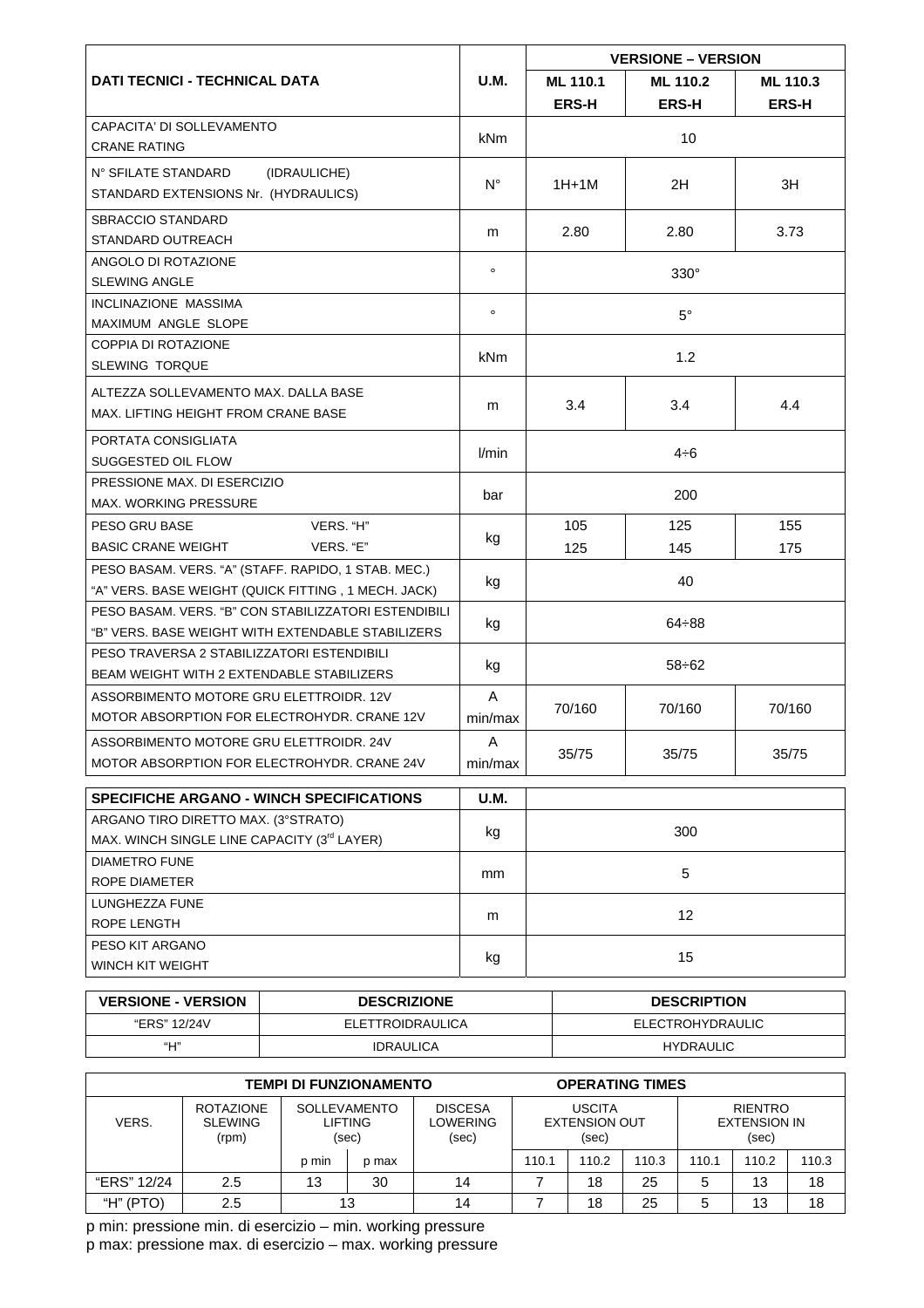| DATI TECNICI - TECHNICAL DATA | U.M. | VERSIONE – VERSION | | |
|---|---|---|---|---|
| | | ML 110.1 ERS-H | ML 110.2 ERS-H | ML 110.3 ERS-H |
| CAPACITA' DI SOLLEVAMENTO CRANE RATING | kNm | 10 | | |
| N° SFILATE STANDARD (IDRAULICHE) STANDARD EXTENSIONS Nr. (HYDRAULICS) | N° | 1H+1M | 2H | 3H |
| SBRACCIO STANDARD STANDARD OUTREACH | m | 2.80 | 2.80 | 3.73 |
| ANGOLO DI ROTAZIONE SLEWING ANGLE | ° | 330° | | |
| INCLINAZIONE MASSIMA MAXIMUM ANGLE SLOPE | ° | 5° | | |
| COPPIA DI ROTAZIONE SLEWING TORQUE | kNm | 1.2 | | |
| ALTEZZA SOLLEVAMENTO MAX. DALLA BASE MAX. LIFTING HEIGHT FROM CRANE BASE | m | 3.4 | 3.4 | 4.4 |
| PORTATA CONSIGLIATA SUGGESTED OIL FLOW | l/min | 4÷6 | | |
| PRESSIONE MAX. DI ESERCIZIO MAX. WORKING PRESSURE | bar | 200 | | |
| PESO GRU BASE VERS. "H" / BASIC CRANE WEIGHT VERS. "E" | kg | 105 / 125 | 125 / 145 | 155 / 175 |
| PESO BASAM. VERS. "A" (STAFF. RAPIDO, 1 STAB. MEC.) "A" VERS. BASE WEIGHT (QUICK FITTING , 1 MECH. JACK) | kg | 40 | | |
| PESO BASAM. VERS. "B" CON STABILIZZATORI ESTENDIBILI "B" VERS. BASE WEIGHT WITH EXTENDABLE STABILIZERS | kg | 64÷88 | | |
| PESO TRAVERSA 2 STABILIZZATORI ESTENDIBILI BEAM WEIGHT WITH 2 EXTENDABLE STABILIZERS | kg | 58÷62 | | |
| ASSORBIMENTO MOTORE GRU ELETTROIDR. 12V MOTOR ABSORPTION FOR ELECTROHYDR. CRANE 12V | A min/max | 70/160 | 70/160 | 70/160 |
| ASSORBIMENTO MOTORE GRU ELETTROIDR. 24V MOTOR ABSORPTION FOR ELECTROHYDR. CRANE 24V | A min/max | 35/75 | 35/75 | 35/75 |

| SPECIFICHE ARGANO - WINCH SPECIFICATIONS | U.M. | |
|---|---|---|
| ARGANO TIRO DIRETTO MAX. (3°STRATO) MAX. WINCH SINGLE LINE CAPACITY (3rd LAYER) | kg | 300 |
| DIAMETRO FUNE ROPE DIAMETER | mm | 5 |
| LUNGHEZZA FUNE ROPE LENGTH | m | 12 |
| PESO KIT ARGANO WINCH KIT WEIGHT | kg | 15 |

| VERSIONE - VERSION | DESCRIZIONE | DESCRIPTION |
|---|---|---|
| "ERS" 12/24V | ELETTROIDRAULICA | ELECTROHYDRAULIC |
| "H" | IDRAULICA | HYDRAULIC |

| TEMPI DI FUNZIONAMENTO / OPERATING TIMES | | | | | | | | | | |
|---|---|---|---|---|---|---|---|---|---|---|
| VERS. | ROTAZIONE SLEWING (rpm) | SOLLEVAMENTO LIFTING (sec) | | DISCESA LOWERING (sec) | USCITA EXTENSION OUT (sec) | | | RIENTRO EXTENSION IN (sec) | | |
| | | p min | p max | | 110.1 | 110.2 | 110.3 | 110.1 | 110.2 | 110.3 |
| "ERS" 12/24 | 2.5 | 13 | 30 | 14 | 7 | 18 | 25 | 5 | 13 | 18 |
| "H" (PTO) | 2.5 | 13 | | 14 | 7 | 18 | 25 | 5 | 13 | 18 |

p min: pressione min. di esercizio – min. working pressure
p max: pressione max. di esercizio – max. working pressure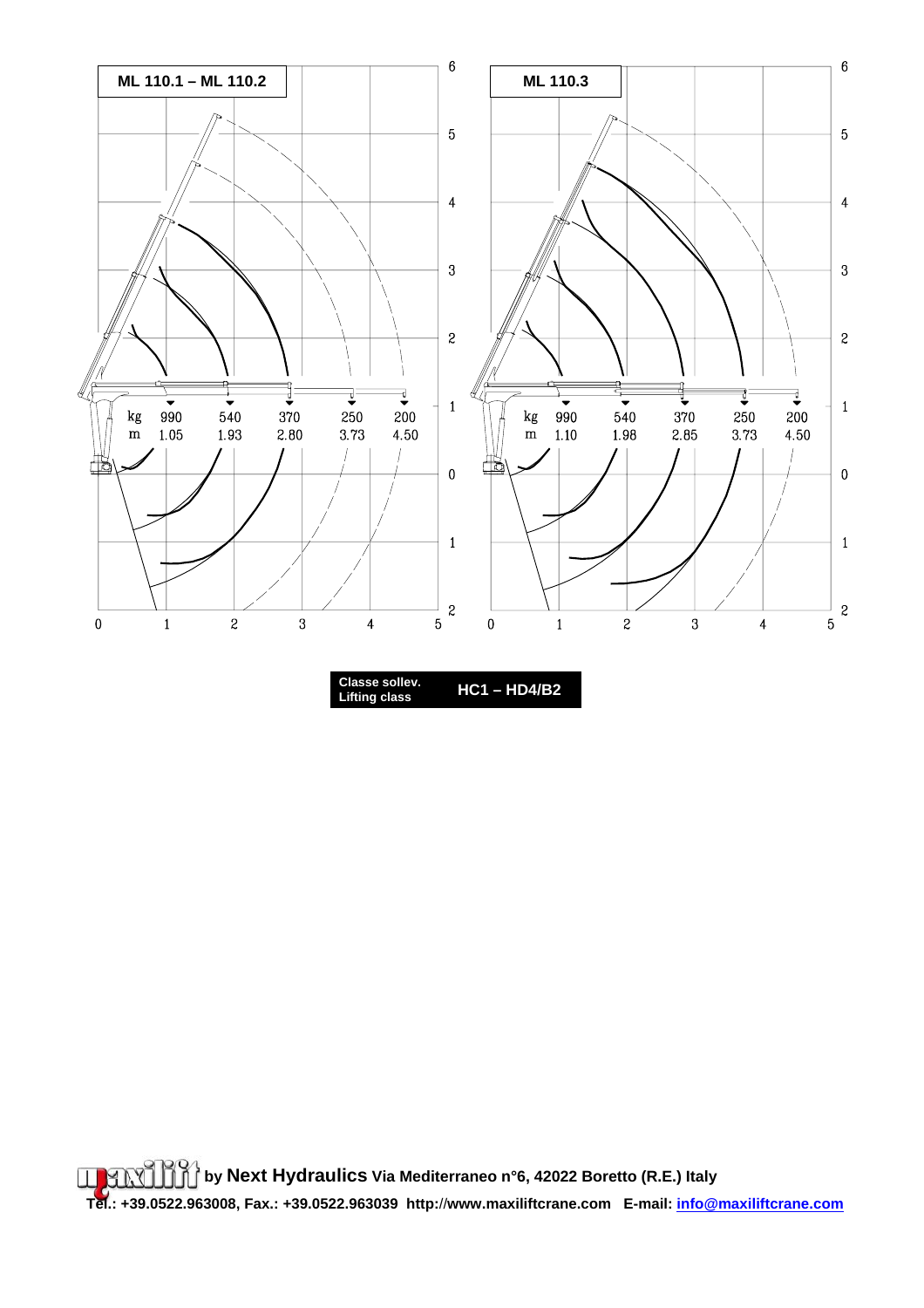**ML 110.1 – ML 110.2**

kg 990 540 370 250 200

m 1.05 1.93 2.80 3.73 4.50

**ML 110.3**

kg 990 540 370 250 200

m 1.10 1.98 2.85 3.73 4.50

| Classe sollev. Lifting class | HC1 – HD4/B2 |
|---|---|

maxilift **by Next Hydraulics Via Mediterraneo n°6, 42022 Boretto (R.E.) Italy**

**Tel.: +39.0522.963008, Fax.: +39.0522.963039 http://www.maxiliftcrane.com E-mail: info@maxiliftcrane.com**